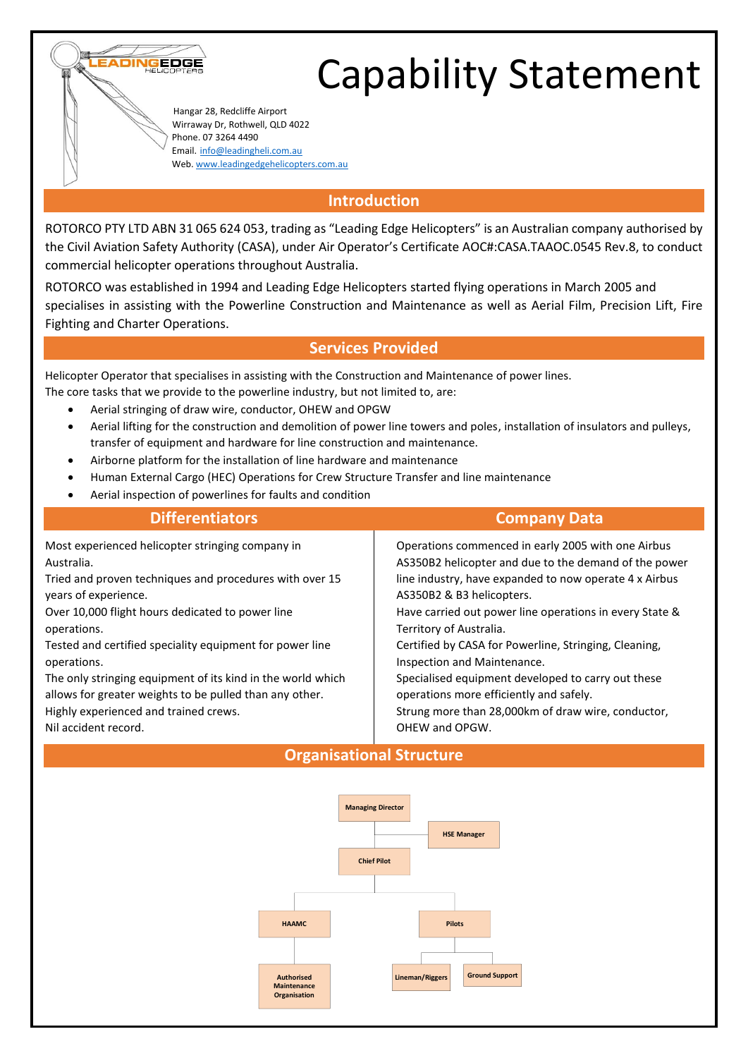# Capability Statement

Hangar 28, Redcliffe Airport
Wirraway Dr, Rothwell, QLD 4022
Phone. 07 3264 4490
Email. info@leadingheli.com.au
Web. www.leadingedgehelicopters.com.au

## Introduction

ROTORCO PTY LTD ABN 31 065 624 053, trading as "Leading Edge Helicopters" is an Australian company authorised by the Civil Aviation Safety Authority (CASA), under Air Operator's Certificate AOC#:CASA.TAAOC.0545 Rev.8, to conduct commercial helicopter operations throughout Australia.

ROTORCO was established in 1994 and Leading Edge Helicopters started flying operations in March 2005 and specialises in assisting with the Powerline Construction and Maintenance as well as Aerial Film, Precision Lift, Fire Fighting and Charter Operations.

## Services Provided

Helicopter Operator that specialises in assisting with the Construction and Maintenance of power lines.
The core tasks that we provide to the powerline industry, but not limited to, are:

- Aerial stringing of draw wire, conductor, OHEW and OPGW
- Aerial lifting for the construction and demolition of power line towers and poles, installation of insulators and pulleys, transfer of equipment and hardware for line construction and maintenance.
- Airborne platform for the installation of line hardware and maintenance
- Human External Cargo (HEC) Operations for Crew Structure Transfer and line maintenance
- Aerial inspection of powerlines for faults and condition

## Differentiators

Most experienced helicopter stringing company in Australia.
Tried and proven techniques and procedures with over 15 years of experience.
Over 10,000 flight hours dedicated to power line operations.
Tested and certified speciality equipment for power line operations.
The only stringing equipment of its kind in the world which allows for greater weights to be pulled than any other.
Highly experienced and trained crews.
Nil accident record.

## Company Data

Operations commenced in early 2005 with one Airbus AS350B2 helicopter and due to the demand of the power line industry, have expanded to now operate 4 x Airbus AS350B2 & B3 helicopters.
Have carried out power line operations in every State & Territory of Australia.
Certified by CASA for Powerline, Stringing, Cleaning, Inspection and Maintenance.
Specialised equipment developed to carry out these operations more efficiently and safely.
Strung more than 28,000km of draw wire, conductor, OHEW and OPGW.

## Organisational Structure

- Managing Director
  - HSE Manager
  - Chief Pilot
    - HAAMC
      - Authorised Maintenance Organisation
    - Pilots
      - Lineman/Riggers
      - Ground Support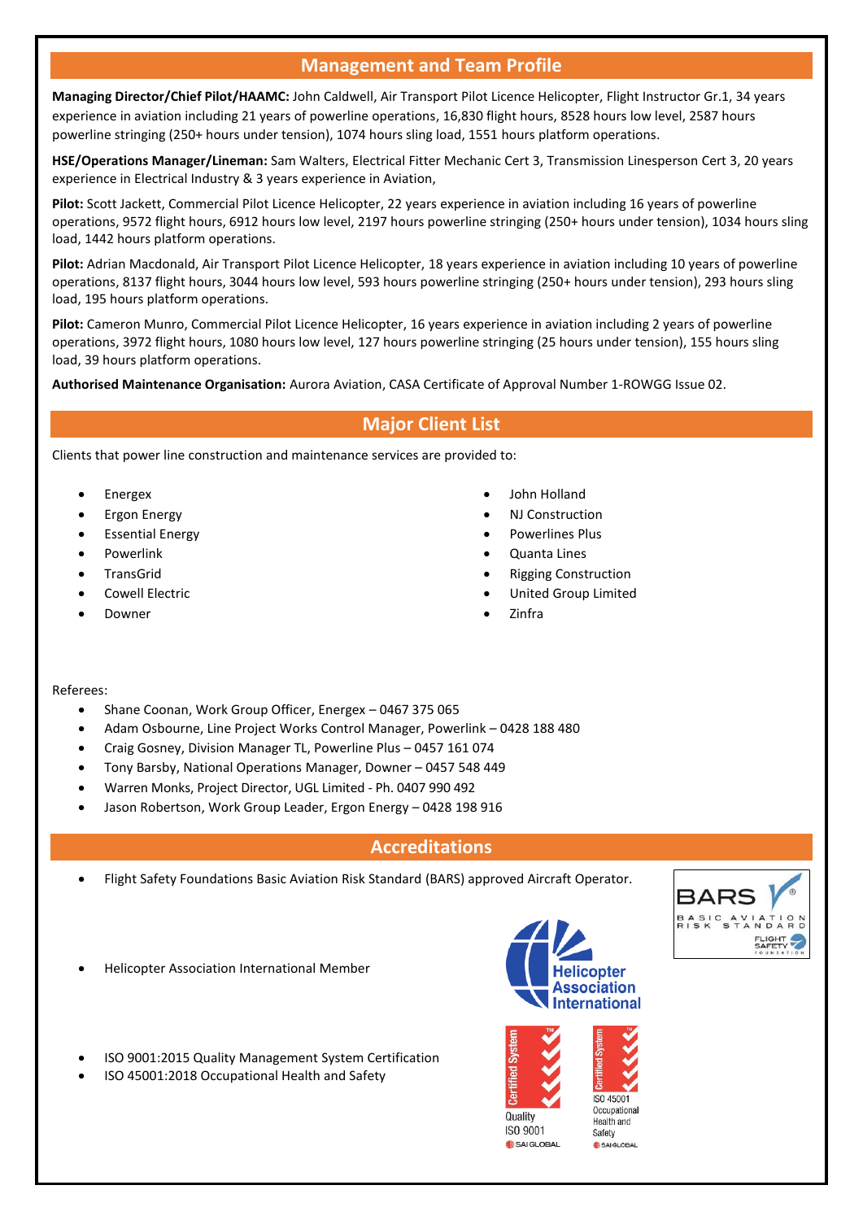## Management and Team Profile

**Managing Director/Chief Pilot/HAAMC:** John Caldwell, Air Transport Pilot Licence Helicopter, Flight Instructor Gr.1, 34 years experience in aviation including 21 years of powerline operations, 16,830 flight hours, 8528 hours low level, 2587 hours powerline stringing (250+ hours under tension), 1074 hours sling load, 1551 hours platform operations.

**HSE/Operations Manager/Lineman:** Sam Walters, Electrical Fitter Mechanic Cert 3, Transmission Linesperson Cert 3, 20 years experience in Electrical Industry & 3 years experience in Aviation,

**Pilot:** Scott Jackett, Commercial Pilot Licence Helicopter, 22 years experience in aviation including 16 years of powerline operations, 9572 flight hours, 6912 hours low level, 2197 hours powerline stringing (250+ hours under tension), 1034 hours sling load, 1442 hours platform operations.

**Pilot:** Adrian Macdonald, Air Transport Pilot Licence Helicopter, 18 years experience in aviation including 10 years of powerline operations, 8137 flight hours, 3044 hours low level, 593 hours powerline stringing (250+ hours under tension), 293 hours sling load, 195 hours platform operations.

**Pilot:** Cameron Munro, Commercial Pilot Licence Helicopter, 16 years experience in aviation including 2 years of powerline operations, 3972 flight hours, 1080 hours low level, 127 hours powerline stringing (25 hours under tension), 155 hours sling load, 39 hours platform operations.

**Authorised Maintenance Organisation:** Aurora Aviation, CASA Certificate of Approval Number 1-ROWGG Issue 02.

## Major Client List

Clients that power line construction and maintenance services are provided to:

- Energex
- Ergon Energy
- Essential Energy
- Powerlink
- TransGrid
- Cowell Electric
- Downer
- John Holland
- NJ Construction
- Powerlines Plus
- Quanta Lines
- Rigging Construction
- United Group Limited
- Zinfra

Referees:

- Shane Coonan, Work Group Officer, Energex – 0467 375 065
- Adam Osbourne, Line Project Works Control Manager, Powerlink – 0428 188 480
- Craig Gosney, Division Manager TL, Powerline Plus – 0457 161 074
- Tony Barsby, National Operations Manager, Downer – 0457 548 449
- Warren Monks, Project Director, UGL Limited - Ph. 0407 990 492
- Jason Robertson, Work Group Leader, Ergon Energy – 0428 198 916

## Accreditations

- Flight Safety Foundations Basic Aviation Risk Standard (BARS) approved Aircraft Operator.
- Helicopter Association International Member
- ISO 9001:2015 Quality Management System Certification
- ISO 45001:2018 Occupational Health and Safety